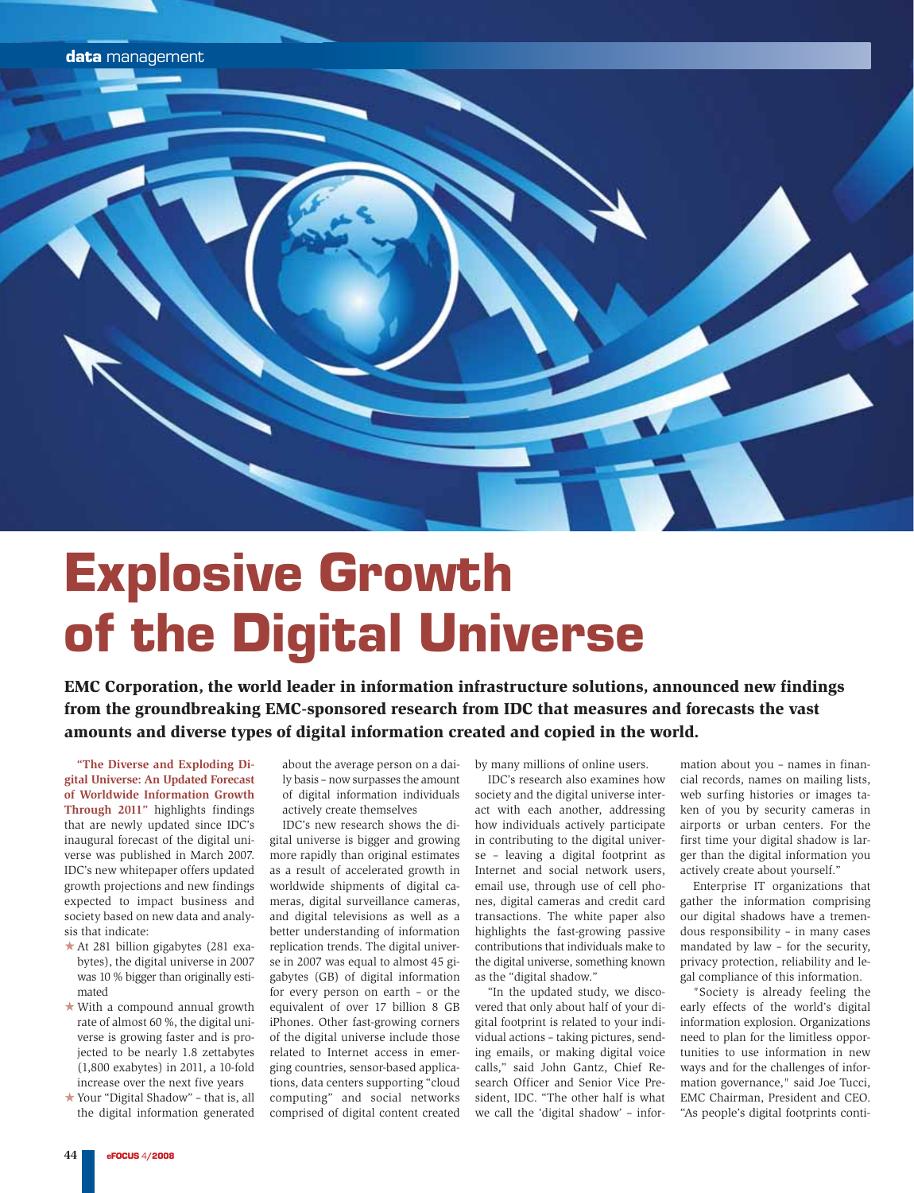# Explosive Growth of the Digital Universe

**EMC Corporation, the world leader in information infrastructure solutions, announced new findings from the groundbreaking EMC-sponsored research from IDC that measures and forecasts the vast amounts and diverse types of digital information created and copied in the world.**

**"The Diverse and Exploding Digital Universe: An Updated Forecast of Worldwide Information Growth Through 2011"** highlights findings that are newly updated since IDC's inaugural forecast of the digital universe was published in March 2007. IDC's new whitepaper offers updated growth projections and new findings expected to impact business and society based on new data and analysis that indicate:

- At 281 billion gigabytes (281 exabytes), the digital universe in 2007 was 10 % bigger than originally estimated
- With a compound annual growth rate of almost 60 %, the digital universe is growing faster and is projected to be nearly 1.8 zettabytes (1,800 exabytes) in 2011, a 10-fold increase over the next five years
- Your "Digital Shadow" – that is, all the digital information generated about the average person on a daily basis – now surpasses the amount of digital information individuals actively create themselves

IDC's new research shows the digital universe is bigger and growing more rapidly than original estimates as a result of accelerated growth in worldwide shipments of digital cameras, digital surveillance cameras, and digital televisions as well as a better understanding of information replication trends. The digital universe in 2007 was equal to almost 45 gigabytes (GB) of digital information for every person on earth – or the equivalent of over 17 billion 8 GB iPhones. Other fast-growing corners of the digital universe include those related to Internet access in emerging countries, sensor-based applications, data centers supporting "cloud computing" and social networks comprised of digital content created by many millions of online users.

IDC's research also examines how society and the digital universe interact with each another, addressing how individuals actively participate in contributing to the digital universe – leaving a digital footprint as Internet and social network users, email use, through use of cell phones, digital cameras and credit card transactions. The white paper also highlights the fast-growing passive contributions that individuals make to the digital universe, something known as the "digital shadow."

"In the updated study, we discovered that only about half of your digital footprint is related to your individual actions – taking pictures, sending emails, or making digital voice calls," said John Gantz, Chief Research Officer and Senior Vice President, IDC. "The other half is what we call the 'digital shadow' – information about you – names in financial records, names on mailing lists, web surfing histories or images taken of you by security cameras in airports or urban centers. For the first time your digital shadow is larger than the digital information you actively create about yourself."

Enterprise IT organizations that gather the information comprising our digital shadows have a tremendous responsibility – in many cases mandated by law – for the security, privacy protection, reliability and legal compliance of this information.

"Society is already feeling the early effects of the world's digital information explosion. Organizations need to plan for the limitless opportunities to use information in new ways and for the challenges of information governance," said Joe Tucci, EMC Chairman, President and CEO. "As people's digital footprints conti-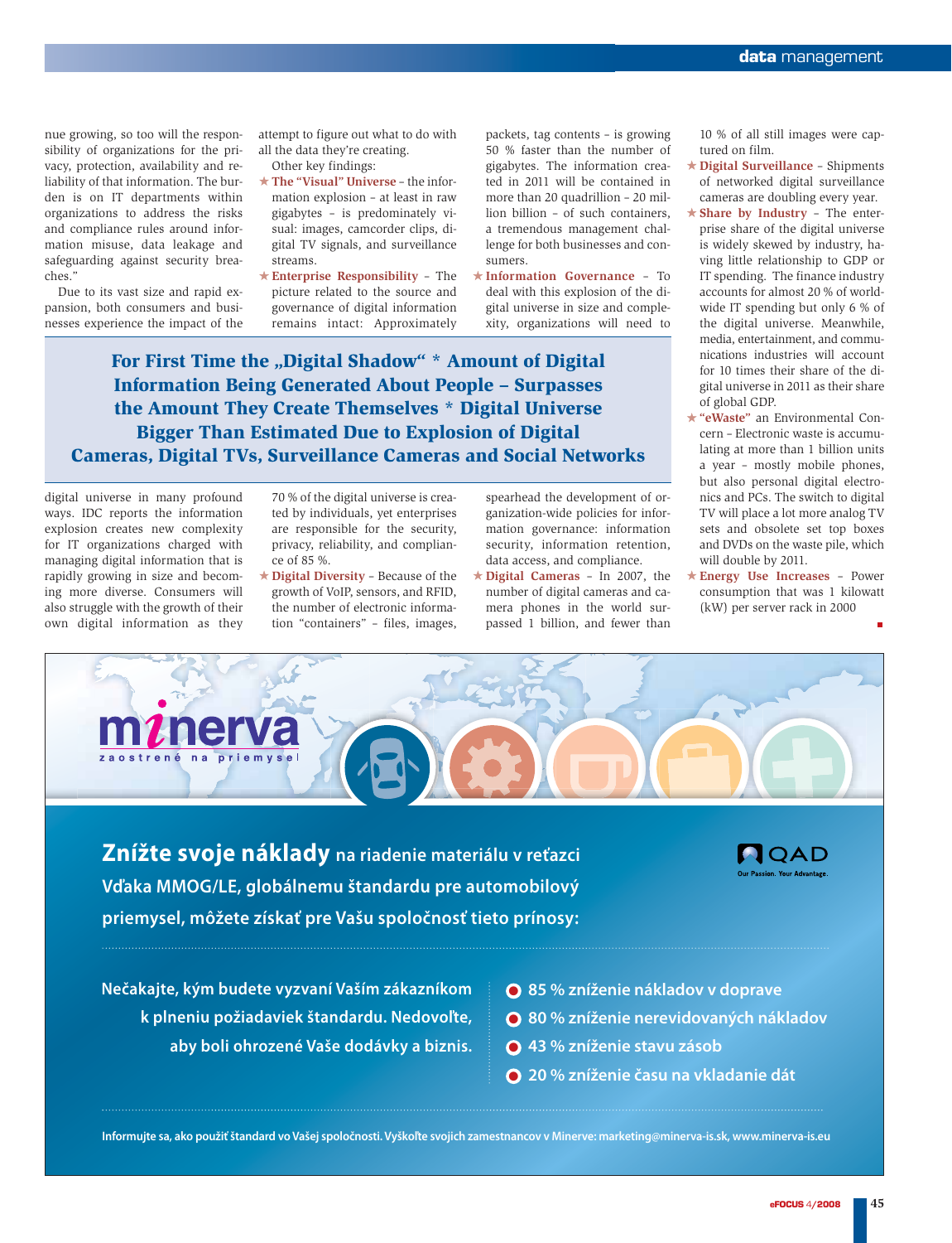nue growing, so too will the responsibility of organizations for the privacy, protection, availability and reliability of that information. The burden is on IT departments within organizations to address the risks and compliance rules around information misuse, data leakage and safeguarding against security breaches."

Due to its vast size and rapid expansion, both consumers and businesses experience the impact of the digital universe in many profound ways. IDC reports the information explosion creates new complexity for IT organizations charged with managing digital information that is rapidly growing in size and becoming more diverse. Consumers will also struggle with the growth of their own digital information as they attempt to figure out what to do with all the data they're creating.

Other key findings:

- ★ **The "Visual" Universe** – the information explosion – at least in raw gigabytes – is predominately visual: images, camcorder clips, digital TV signals, and surveillance streams.
- ★ **Enterprise Responsibility** – The picture related to the source and governance of digital information remains intact: Approximately 70 % of the digital universe is created by individuals, yet enterprises are responsible for the security, privacy, reliability, and compliance of 85 %.
- ★ **Digital Diversity** – Because of the growth of VoIP, sensors, and RFID, the number of electronic information "containers" – files, images, packets, tag contents – is growing 50 % faster than the number of gigabytes. The information created in 2011 will be contained in more than 20 quadrillion – 20 million billion – of such containers, a tremendous management challenge for both businesses and consumers.
- ★ **Information Governance** – To deal with this explosion of the digital universe in size and complexity, organizations will need to spearhead the development of organization-wide policies for information governance: information security, information retention, data access, and compliance.
- ★ **Digital Cameras** – In 2007, the number of digital cameras and camera phones in the world surpassed 1 billion, and fewer than 10 % of all still images were captured on film.
- ★ **Digital Surveillance** – Shipments of networked digital surveillance cameras are doubling every year.
- ★ **Share by Industry** – The enterprise share of the digital universe is widely skewed by industry, having little relationship to GDP or IT spending. The finance industry accounts for almost 20 % of worldwide IT spending but only 6 % of the digital universe. Meanwhile, media, entertainment, and communications industries will account for 10 times their share of the digital universe in 2011 as their share of global GDP.
- ★ **"eWaste"** an Environmental Concern – Electronic waste is accumulating at more than 1 billion units a year – mostly mobile phones, but also personal digital electronics and PCs. The switch to digital TV will place a lot more analog TV sets and obsolete set top boxes and DVDs on the waste pile, which will double by 2011.
- ★ **Energy Use Increases** – Power consumption that was 1 kilowatt (kW) per server rack in 2000

**For First Time the „Digital Shadow" * Amount of Digital Information Being Generated About People – Surpasses the Amount They Create Themselves * Digital Universe Bigger Than Estimated Due to Explosion of Digital Cameras, Digital TVs, Surveillance Cameras and Social Networks**

minerva
zaostrené na priemysel

QAD
Our Passion. Your Advantage.

**Znížte svoje náklady** na riadenie materiálu v reťazci
Vďaka MMOG/LE, globálnemu štandardu pre automobilový priemysel, môžete získať pre Vašu spoločnosť tieto prínosy:

Nečakajte, kým budete vyzvaní Vaším zákazníkom k plneniu požiadaviek štandardu. Nedovoľte, aby boli ohrozené Vaše dodávky a biznis.

- 85 % zníženie nákladov v doprave
- 80 % zníženie nerevidovaných nákladov
- 43 % zníženie stavu zásob
- 20 % zníženie času na vkladanie dát

Informujte sa, ako použiť štandard vo Vašej spoločnosti. Vyškoľte svojich zamestnancov v Minerve: marketing@minerva-is.sk, www.minerva-is.eu